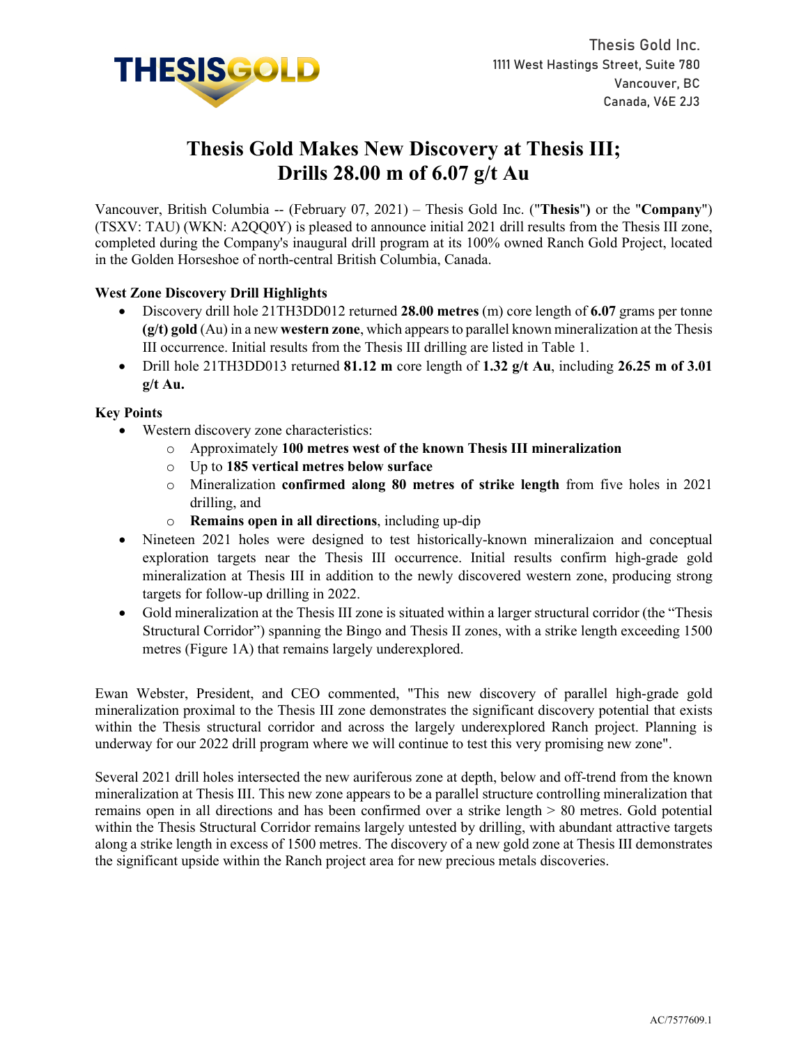Thesis Gold Inc.
1111 West Hastings Street, Suite 780
Vancouver, BC
Canada, V6E 2J3

# Thesis Gold Makes New Discovery at Thesis III; Drills 28.00 m of 6.07 g/t Au

Vancouver, British Columbia -- (February 07, 2021) – Thesis Gold Inc. ("**Thesis**") or the "**Company**") (TSXV: TAU) (WKN: A2QQ0Y) is pleased to announce initial 2021 drill results from the Thesis III zone, completed during the Company's inaugural drill program at its 100% owned Ranch Gold Project, located in the Golden Horseshoe of north-central British Columbia, Canada.

**West Zone Discovery Drill Highlights**

- Discovery drill hole 21TH3DD012 returned **28.00 metres** (m) core length of **6.07** grams per tonne **(g/t) gold** (Au) in a new **western zone**, which appears to parallel known mineralization at the Thesis III occurrence. Initial results from the Thesis III drilling are listed in Table 1.
- Drill hole 21TH3DD013 returned **81.12 m** core length of **1.32 g/t Au**, including **26.25 m of 3.01 g/t Au.**

**Key Points**

- Western discovery zone characteristics:
  - Approximately **100 metres west of the known Thesis III mineralization**
  - Up to **185 vertical metres below surface**
  - Mineralization **confirmed along 80 metres of strike length** from five holes in 2021 drilling, and
  - **Remains open in all directions**, including up-dip
- Nineteen 2021 holes were designed to test historically-known mineralizaion and conceptual exploration targets near the Thesis III occurrence. Initial results confirm high-grade gold mineralization at Thesis III in addition to the newly discovered western zone, producing strong targets for follow-up drilling in 2022.
- Gold mineralization at the Thesis III zone is situated within a larger structural corridor (the "Thesis Structural Corridor") spanning the Bingo and Thesis II zones, with a strike length exceeding 1500 metres (Figure 1A) that remains largely underexplored.

Ewan Webster, President, and CEO commented, "This new discovery of parallel high-grade gold mineralization proximal to the Thesis III zone demonstrates the significant discovery potential that exists within the Thesis structural corridor and across the largely underexplored Ranch project. Planning is underway for our 2022 drill program where we will continue to test this very promising new zone".

Several 2021 drill holes intersected the new auriferous zone at depth, below and off-trend from the known mineralization at Thesis III. This new zone appears to be a parallel structure controlling mineralization that remains open in all directions and has been confirmed over a strike length > 80 metres. Gold potential within the Thesis Structural Corridor remains largely untested by drilling, with abundant attractive targets along a strike length in excess of 1500 metres. The discovery of a new gold zone at Thesis III demonstrates the significant upside within the Ranch project area for new precious metals discoveries.

AC/7577609.1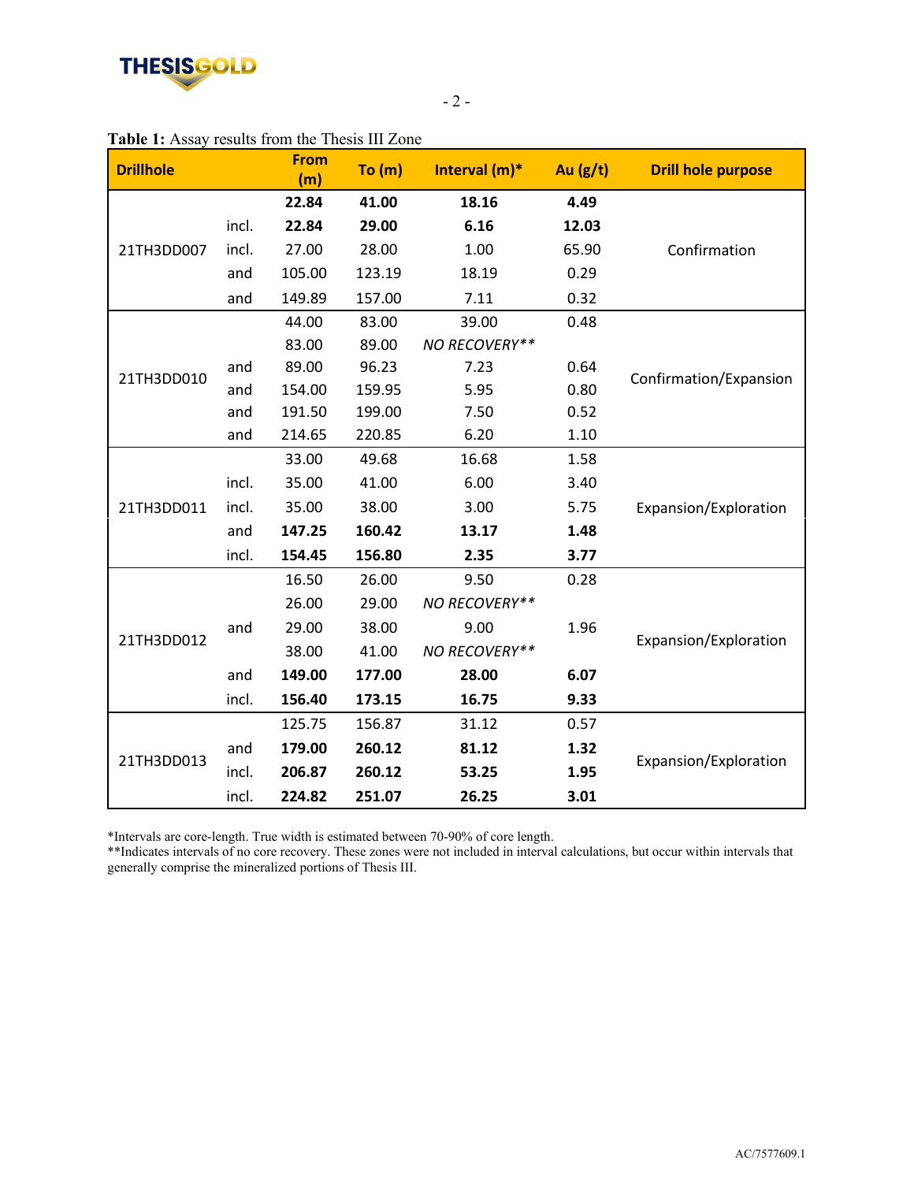**Table 1:** Assay results from the Thesis III Zone

| Drillhole | | From (m) | To (m) | Interval (m)* | Au (g/t) | Drill hole purpose |
|---|---|---|---|---|---|---|
| 21TH3DD007 | | **22.84** | **41.00** | **18.16** | **4.49** | Confirmation |
| | incl. | **22.84** | **29.00** | **6.16** | **12.03** | |
| | incl. | 27.00 | 28.00 | 1.00 | 65.90 | |
| | and | 105.00 | 123.19 | 18.19 | 0.29 | |
| | and | 149.89 | 157.00 | 7.11 | 0.32 | |
| 21TH3DD010 | | 44.00 | 83.00 | 39.00 | 0.48 | Confirmation/Expansion |
| | | 83.00 | 89.00 | *NO RECOVERY*** | | |
| | and | 89.00 | 96.23 | 7.23 | 0.64 | |
| | and | 154.00 | 159.95 | 5.95 | 0.80 | |
| | and | 191.50 | 199.00 | 7.50 | 0.52 | |
| | and | 214.65 | 220.85 | 6.20 | 1.10 | |
| 21TH3DD011 | | 33.00 | 49.68 | 16.68 | 1.58 | Expansion/Exploration |
| | incl. | 35.00 | 41.00 | 6.00 | 3.40 | |
| | incl. | 35.00 | 38.00 | 3.00 | 5.75 | |
| | and | **147.25** | **160.42** | **13.17** | **1.48** | |
| | incl. | **154.45** | **156.80** | **2.35** | **3.77** | |
| 21TH3DD012 | | 16.50 | 26.00 | 9.50 | 0.28 | Expansion/Exploration |
| | | 26.00 | 29.00 | *NO RECOVERY*** | | |
| | and | 29.00 | 38.00 | 9.00 | 1.96 | |
| | | 38.00 | 41.00 | *NO RECOVERY*** | | |
| | and | **149.00** | **177.00** | **28.00** | **6.07** | |
| | incl. | **156.40** | **173.15** | **16.75** | **9.33** | |
| 21TH3DD013 | | 125.75 | 156.87 | 31.12 | 0.57 | Expansion/Exploration |
| | and | **179.00** | **260.12** | **81.12** | **1.32** | |
| | incl. | **206.87** | **260.12** | **53.25** | **1.95** | |
| | incl. | **224.82** | **251.07** | **26.25** | **3.01** | |

*Intervals are core-length. True width is estimated between 70-90% of core length.
**Indicates intervals of no core recovery. These zones were not included in interval calculations, but occur within intervals that generally comprise the mineralized portions of Thesis III.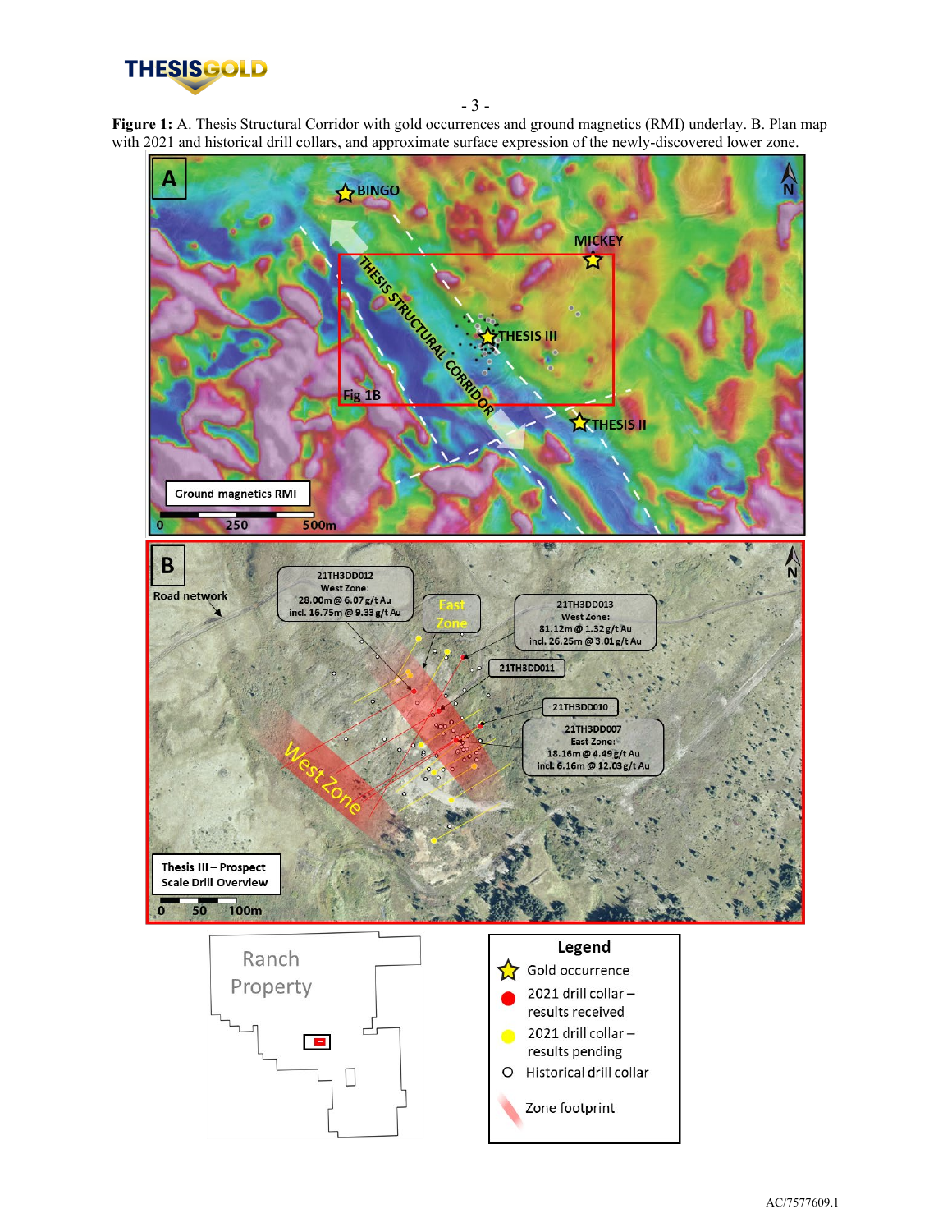**Figure 1:** A. Thesis Structural Corridor with gold occurrences and ground magnetics (RMI) underlay. B. Plan map with 2021 and historical drill collars, and approximate surface expression of the newly-discovered lower zone.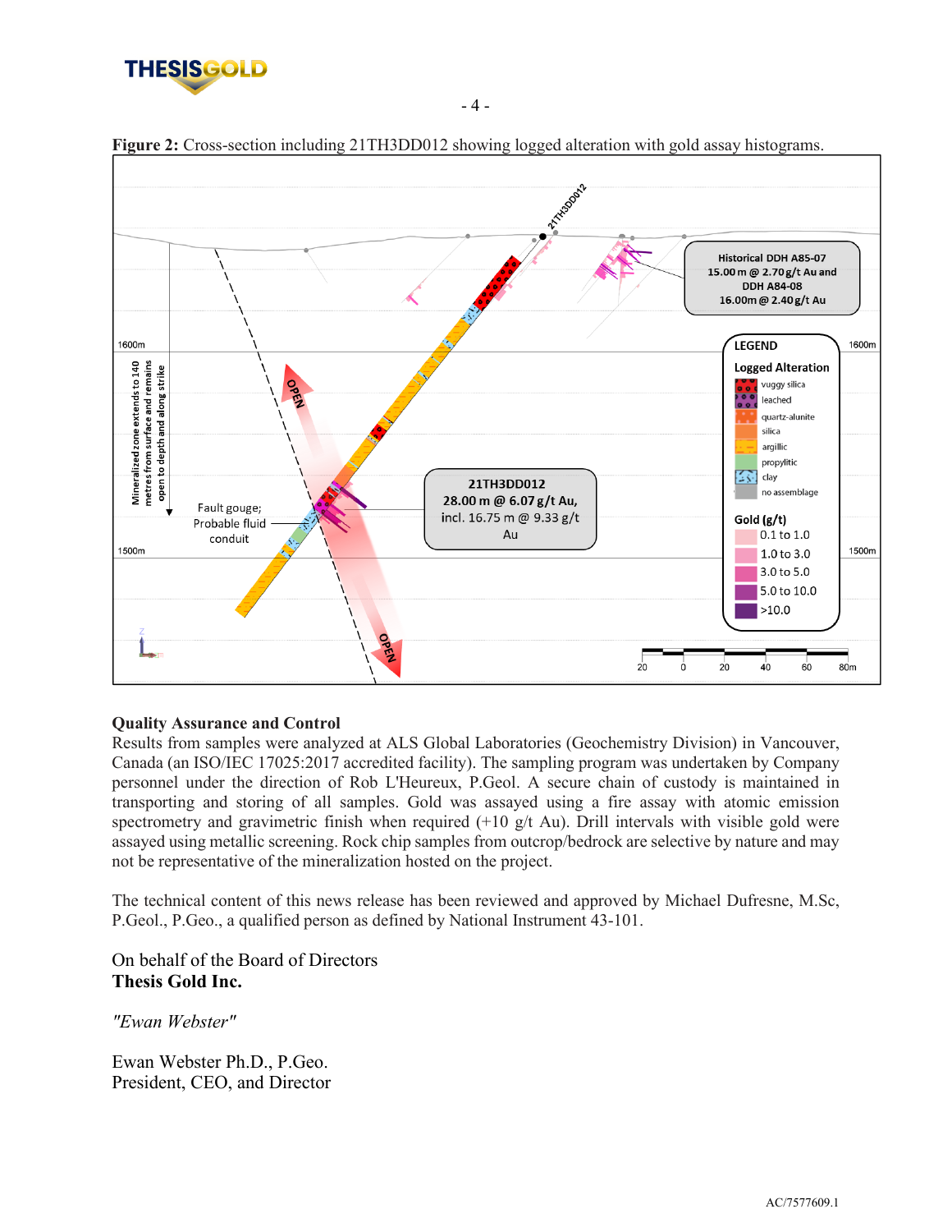**Figure 2:** Cross-section including 21TH3DD012 showing logged alteration with gold assay histograms.

## Quality Assurance and Control

Results from samples were analyzed at ALS Global Laboratories (Geochemistry Division) in Vancouver, Canada (an ISO/IEC 17025:2017 accredited facility). The sampling program was undertaken by Company personnel under the direction of Rob L'Heureux, P.Geol. A secure chain of custody is maintained in transporting and storing of all samples. Gold was assayed using a fire assay with atomic emission spectrometry and gravimetric finish when required (+10 g/t Au). Drill intervals with visible gold were assayed using metallic screening. Rock chip samples from outcrop/bedrock are selective by nature and may not be representative of the mineralization hosted on the project.

The technical content of this news release has been reviewed and approved by Michael Dufresne, M.Sc, P.Geol., P.Geo., a qualified person as defined by National Instrument 43-101.

On behalf of the Board of Directors
**Thesis Gold Inc.**

*"Ewan Webster"*

Ewan Webster Ph.D., P.Geo.
President, CEO, and Director

AC/7577609.1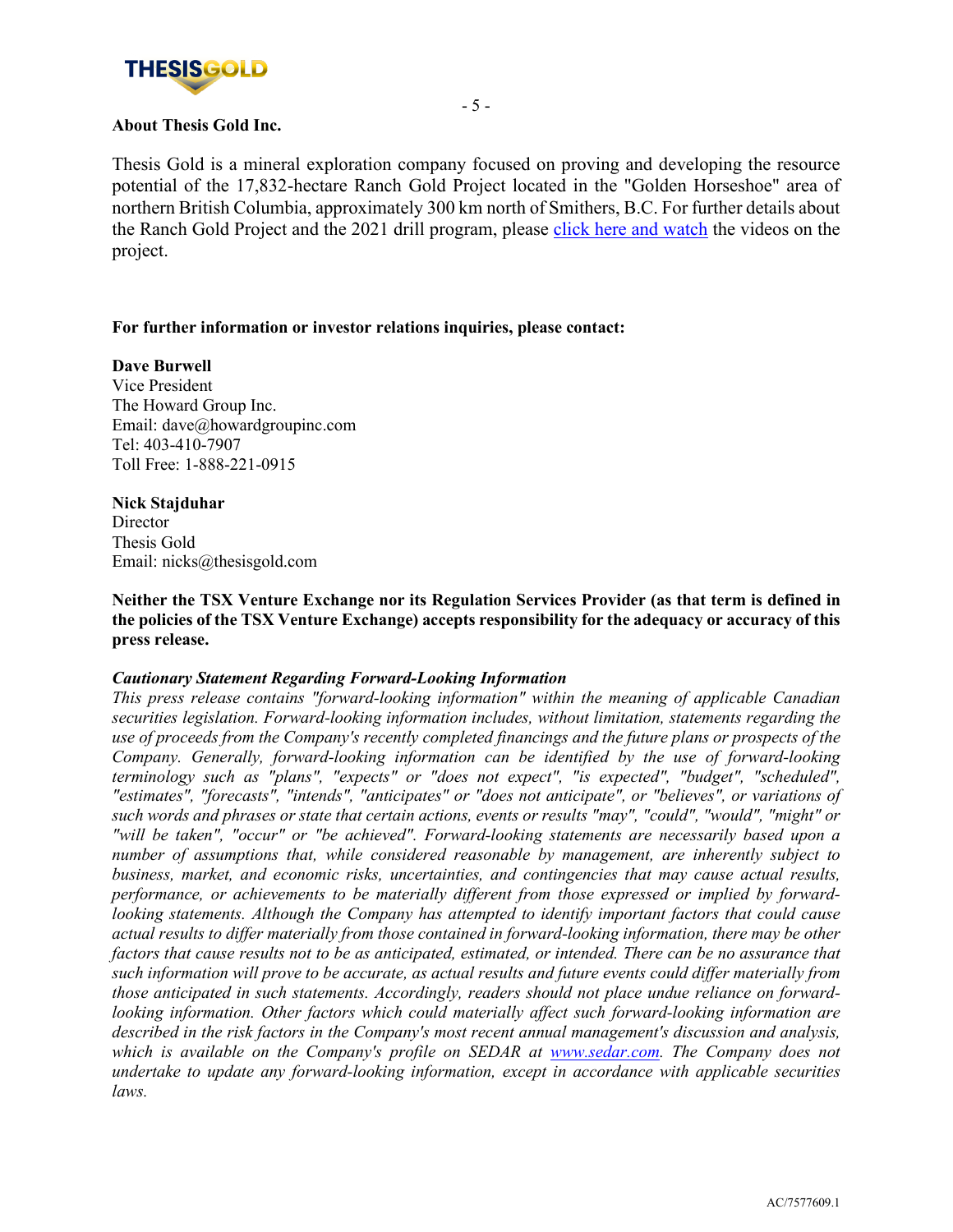**About Thesis Gold Inc.**

Thesis Gold is a mineral exploration company focused on proving and developing the resource potential of the 17,832-hectare Ranch Gold Project located in the "Golden Horseshoe" area of northern British Columbia, approximately 300 km north of Smithers, B.C. For further details about the Ranch Gold Project and the 2021 drill program, please click here and watch the videos on the project.

**For further information or investor relations inquiries, please contact:**

**Dave Burwell**
Vice President
The Howard Group Inc.
Email: dave@howardgroupinc.com
Tel: 403-410-7907
Toll Free: 1-888-221-0915

**Nick Stajduhar**
Director
Thesis Gold
Email: nicks@thesisgold.com

**Neither the TSX Venture Exchange nor its Regulation Services Provider (as that term is defined in the policies of the TSX Venture Exchange) accepts responsibility for the adequacy or accuracy of this press release.**

***Cautionary Statement Regarding Forward-Looking Information***

*This press release contains "forward-looking information" within the meaning of applicable Canadian securities legislation. Forward-looking information includes, without limitation, statements regarding the use of proceeds from the Company's recently completed financings and the future plans or prospects of the Company. Generally, forward-looking information can be identified by the use of forward-looking terminology such as "plans", "expects" or "does not expect", "is expected", "budget", "scheduled", "estimates", "forecasts", "intends", "anticipates" or "does not anticipate", or "believes", or variations of such words and phrases or state that certain actions, events or results "may", "could", "would", "might" or "will be taken", "occur" or "be achieved". Forward-looking statements are necessarily based upon a number of assumptions that, while considered reasonable by management, are inherently subject to business, market, and economic risks, uncertainties, and contingencies that may cause actual results, performance, or achievements to be materially different from those expressed or implied by forward-looking statements. Although the Company has attempted to identify important factors that could cause actual results to differ materially from those contained in forward-looking information, there may be other factors that cause results not to be as anticipated, estimated, or intended. There can be no assurance that such information will prove to be accurate, as actual results and future events could differ materially from those anticipated in such statements. Accordingly, readers should not place undue reliance on forward-looking information. Other factors which could materially affect such forward-looking information are described in the risk factors in the Company's most recent annual management's discussion and analysis, which is available on the Company's profile on SEDAR at www.sedar.com. The Company does not undertake to update any forward-looking information, except in accordance with applicable securities laws.*